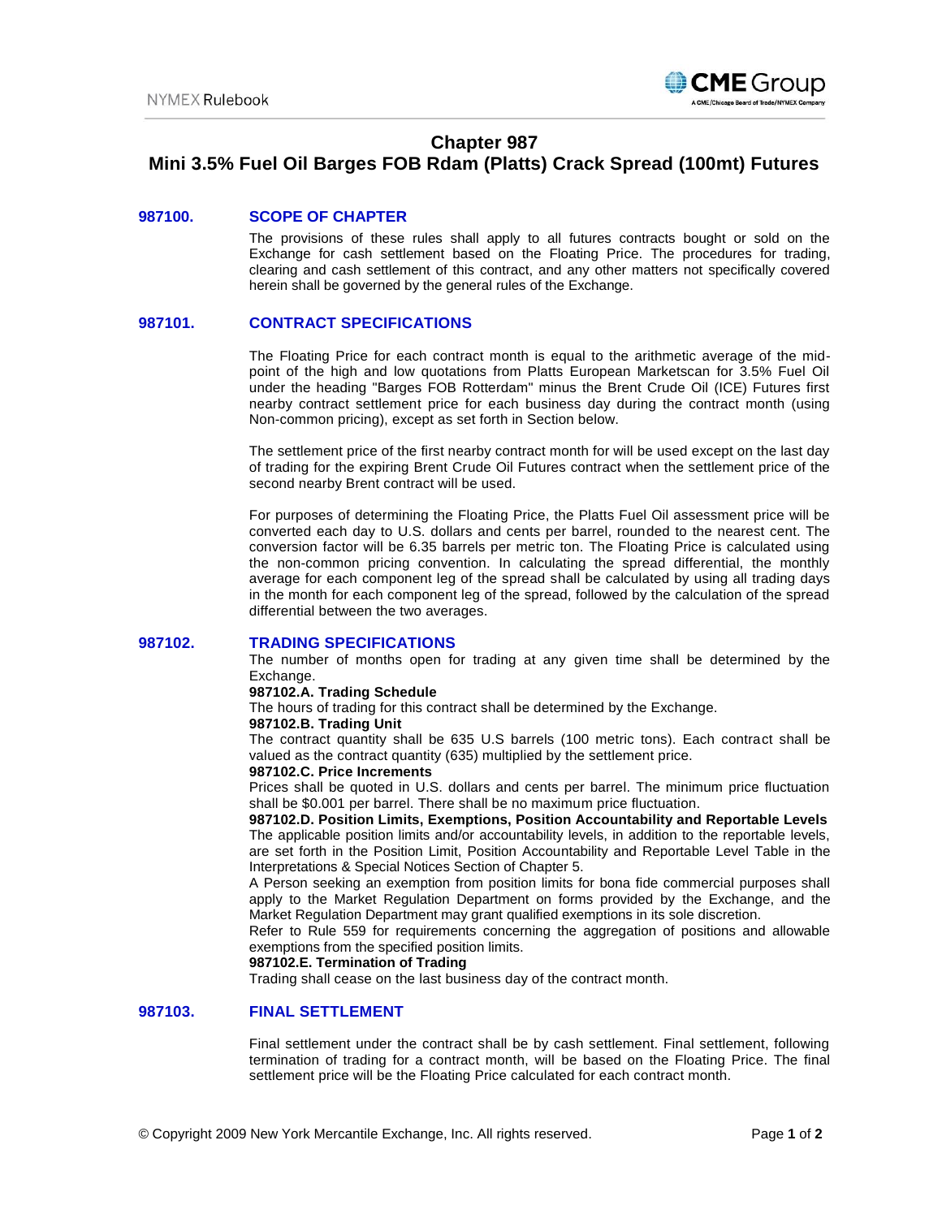# Chapter 987
# Mini 3.5% Fuel Oil Barges FOB Rdam (Platts) Crack Spread (100mt) Futures

## 987100. SCOPE OF CHAPTER

The provisions of these rules shall apply to all futures contracts bought or sold on the Exchange for cash settlement based on the Floating Price. The procedures for trading, clearing and cash settlement of this contract, and any other matters not specifically covered herein shall be governed by the general rules of the Exchange.

## 987101. CONTRACT SPECIFICATIONS

The Floating Price for each contract month is equal to the arithmetic average of the mid-point of the high and low quotations from Platts European Marketscan for 3.5% Fuel Oil under the heading "Barges FOB Rotterdam" minus the Brent Crude Oil (ICE) Futures first nearby contract settlement price for each business day during the contract month (using Non-common pricing), except as set forth in Section below.

The settlement price of the first nearby contract month for will be used except on the last day of trading for the expiring Brent Crude Oil Futures contract when the settlement price of the second nearby Brent contract will be used.

For purposes of determining the Floating Price, the Platts Fuel Oil assessment price will be converted each day to U.S. dollars and cents per barrel, rounded to the nearest cent. The conversion factor will be 6.35 barrels per metric ton. The Floating Price is calculated using the non-common pricing convention. In calculating the spread differential, the monthly average for each component leg of the spread shall be calculated by using all trading days in the month for each component leg of the spread, followed by the calculation of the spread differential between the two averages.

## 987102. TRADING SPECIFICATIONS

The number of months open for trading at any given time shall be determined by the Exchange.

**987102.A. Trading Schedule**

The hours of trading for this contract shall be determined by the Exchange.

**987102.B. Trading Unit**

The contract quantity shall be 635 U.S barrels (100 metric tons). Each contract shall be valued as the contract quantity (635) multiplied by the settlement price.

**987102.C. Price Increments**

Prices shall be quoted in U.S. dollars and cents per barrel. The minimum price fluctuation shall be $0.001 per barrel. There shall be no maximum price fluctuation.

**987102.D. Position Limits, Exemptions, Position Accountability and Reportable Levels**

The applicable position limits and/or accountability levels, in addition to the reportable levels, are set forth in the Position Limit, Position Accountability and Reportable Level Table in the Interpretations & Special Notices Section of Chapter 5.

A Person seeking an exemption from position limits for bona fide commercial purposes shall apply to the Market Regulation Department on forms provided by the Exchange, and the Market Regulation Department may grant qualified exemptions in its sole discretion.

Refer to Rule 559 for requirements concerning the aggregation of positions and allowable exemptions from the specified position limits.

**987102.E. Termination of Trading**

Trading shall cease on the last business day of the contract month.

## 987103. FINAL SETTLEMENT

Final settlement under the contract shall be by cash settlement. Final settlement, following termination of trading for a contract month, will be based on the Floating Price. The final settlement price will be the Floating Price calculated for each contract month.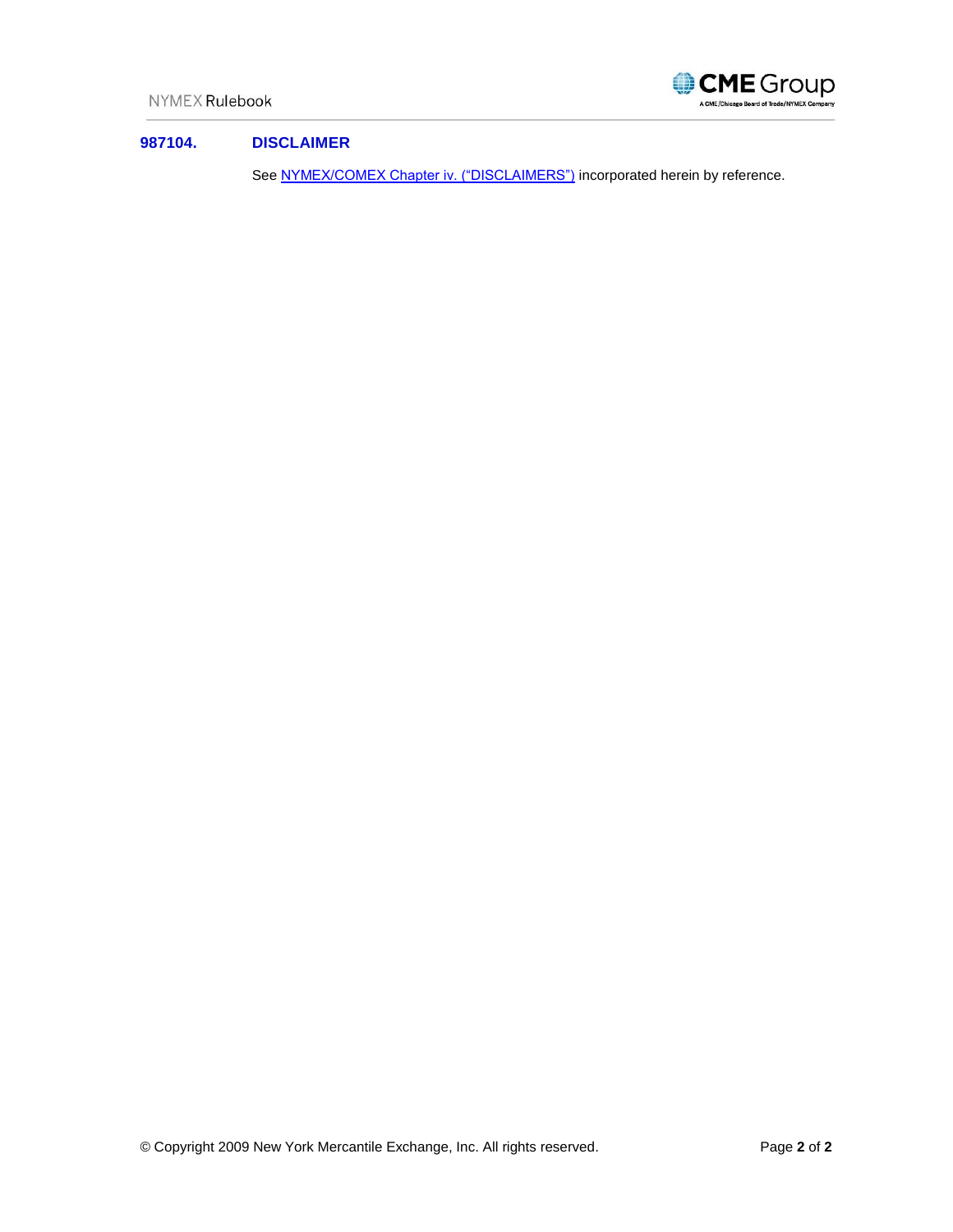### 987104. DISCLAIMER

See NYMEX/COMEX Chapter iv. (“DISCLAIMERS”) incorporated herein by reference.